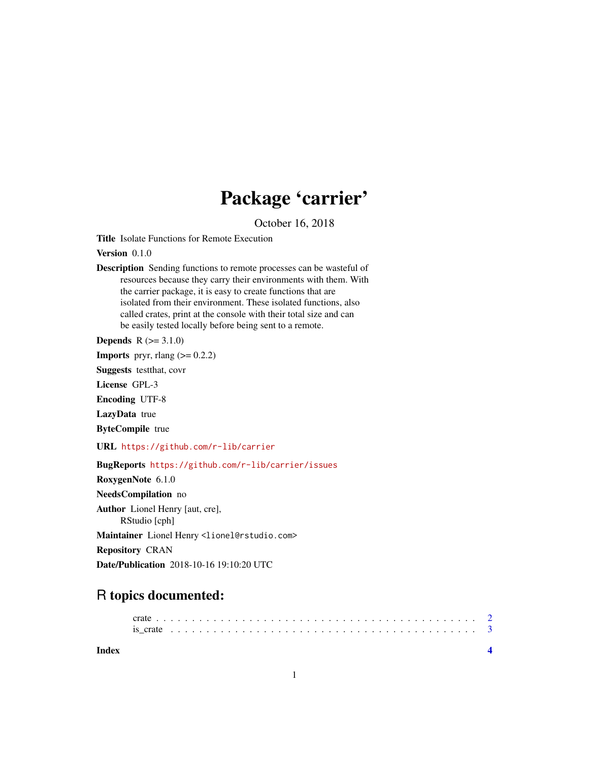# Package 'carrier'

October 16, 2018

**Title** Isolate Functions for Remote Execution

**Version** 0.1.0

**Description** Sending functions to remote processes can be wasteful of resources because they carry their environments with them. With the carrier package, it is easy to create functions that are isolated from their environment. These isolated functions, also called crates, print at the console with their total size and can be easily tested locally before being sent to a remote.

**Depends** R (>= 3.1.0)

**Imports** pryr, rlang (>= 0.2.2)

**Suggests** testthat, covr

**License** GPL-3

**Encoding** UTF-8

**LazyData** true

**ByteCompile** true

**URL** https://github.com/r-lib/carrier

**BugReports** https://github.com/r-lib/carrier/issues

**RoxygenNote** 6.1.0

**NeedsCompilation** no

**Author** Lionel Henry [aut, cre],
RStudio [cph]

**Maintainer** Lionel Henry <lionel@rstudio.com>

**Repository** CRAN

**Date/Publication** 2018-10-16 19:10:20 UTC

## R topics documented:

crate . . . . . . . . . . . . . . . . . . . . . . . . . . . . . . . . . . . . . . . . . . . 2
is_crate . . . . . . . . . . . . . . . . . . . . . . . . . . . . . . . . . . . . . . . . . 3

**Index** **4**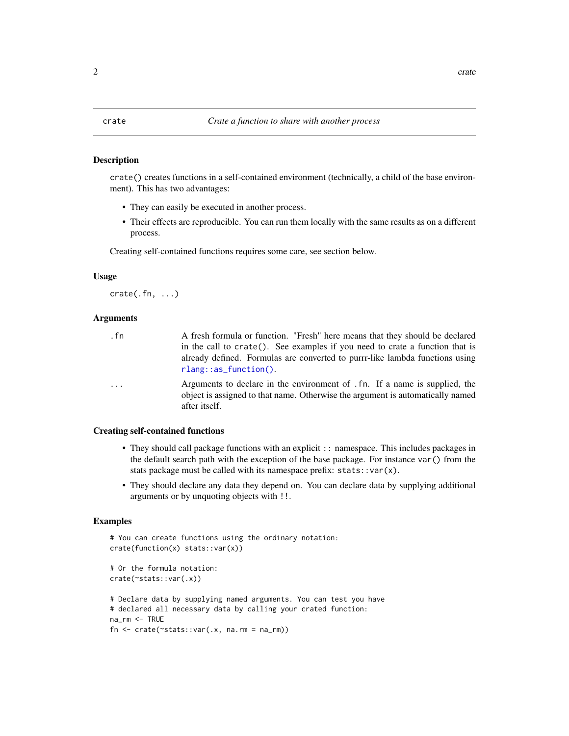## crate — *Crate a function to share with another process*

### Description

`crate()` creates functions in a self-contained environment (technically, a child of the base environment). This has two advantages:

- They can easily be executed in another process.
- Their effects are reproducible. You can run them locally with the same results as on a different process.

Creating self-contained functions requires some care, see section below.

### Usage

```
crate(.fn, ...)
```

### Arguments

| | |
|---|---|
| `.fn` | A fresh formula or function. "Fresh" here means that they should be declared in the call to `crate()`. See examples if you need to crate a function that is already defined. Formulas are converted to purrr-like lambda functions using `rlang::as_function()`. |
| `...` | Arguments to declare in the environment of `.fn`. If a name is supplied, the object is assigned to that name. Otherwise the argument is automatically named after itself. |

### Creating self-contained functions

- They should call package functions with an explicit `::` namespace. This includes packages in the default search path with the exception of the base package. For instance `var()` from the stats package must be called with its namespace prefix: `stats::var(x)`.
- They should declare any data they depend on. You can declare data by supplying additional arguments or by unquoting objects with `!!`.

### Examples

```
# You can create functions using the ordinary notation:
crate(function(x) stats::var(x))

# Or the formula notation:
crate(~stats::var(.x))

# Declare data by supplying named arguments. You can test you have
# declared all necessary data by calling your crated function:
na_rm <- TRUE
fn <- crate(~stats::var(.x, na.rm = na_rm))
```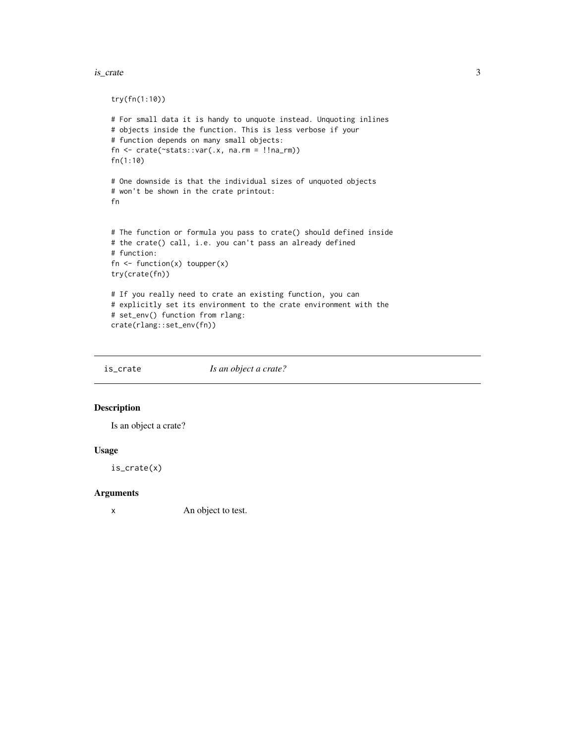```
try(fn(1:10))

# For small data it is handy to unquote instead. Unquoting inlines
# objects inside the function. This is less verbose if your
# function depends on many small objects:
fn <- crate(~stats::var(.x, na.rm = !!na_rm))
fn(1:10)

# One downside is that the individual sizes of unquoted objects
# won't be shown in the crate printout:
fn


# The function or formula you pass to crate() should defined inside
# the crate() call, i.e. you can't pass an already defined
# function:
fn <- function(x) toupper(x)
try(crate(fn))

# If you really need to crate an existing function, you can
# explicitly set its environment to the crate environment with the
# set_env() function from rlang:
crate(rlang::set_env(fn))
```

## is_crate — *Is an object a crate?*

### Description

Is an object a crate?

### Usage

```
is_crate(x)
```

### Arguments

| | |
|---|---|
| x | An object to test. |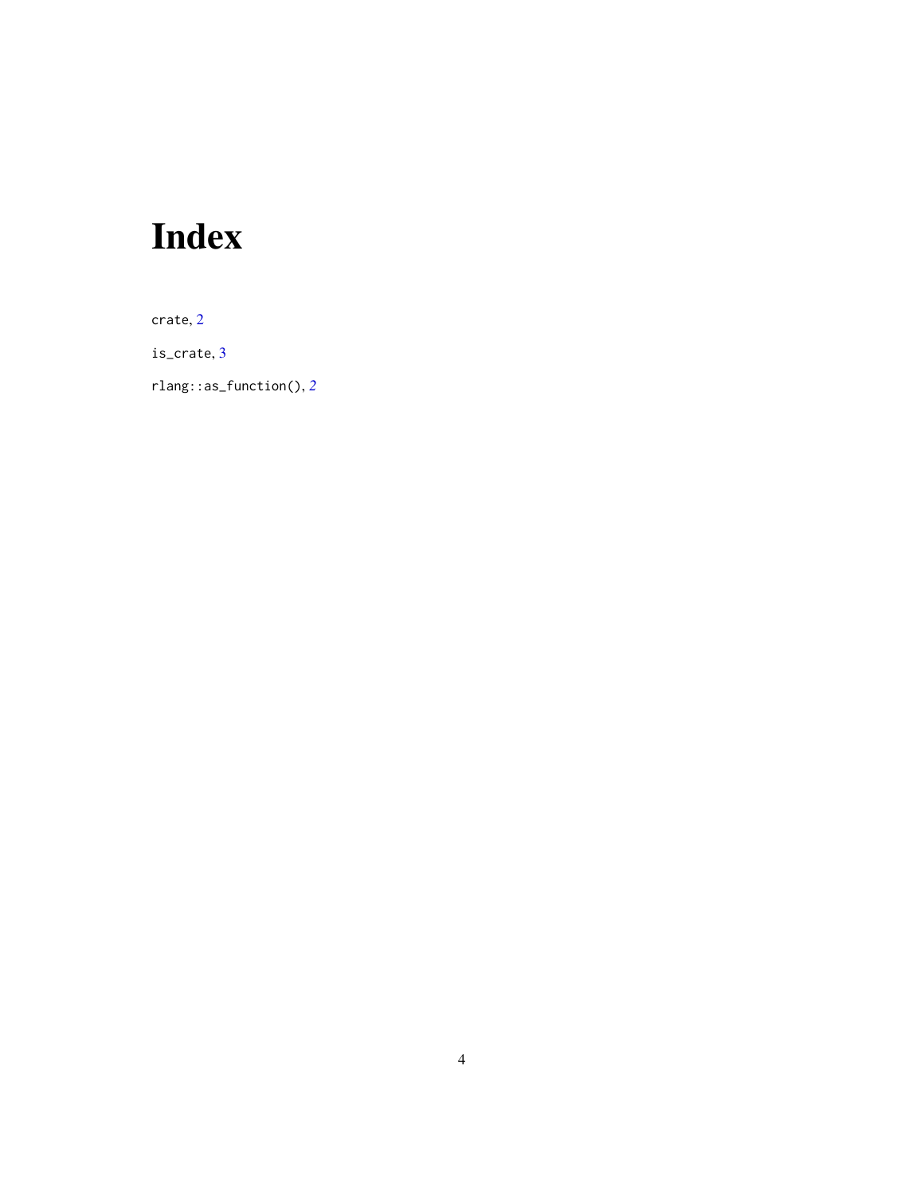# Index

crate, 2

is_crate, 3

rlang::as_function(), *2*